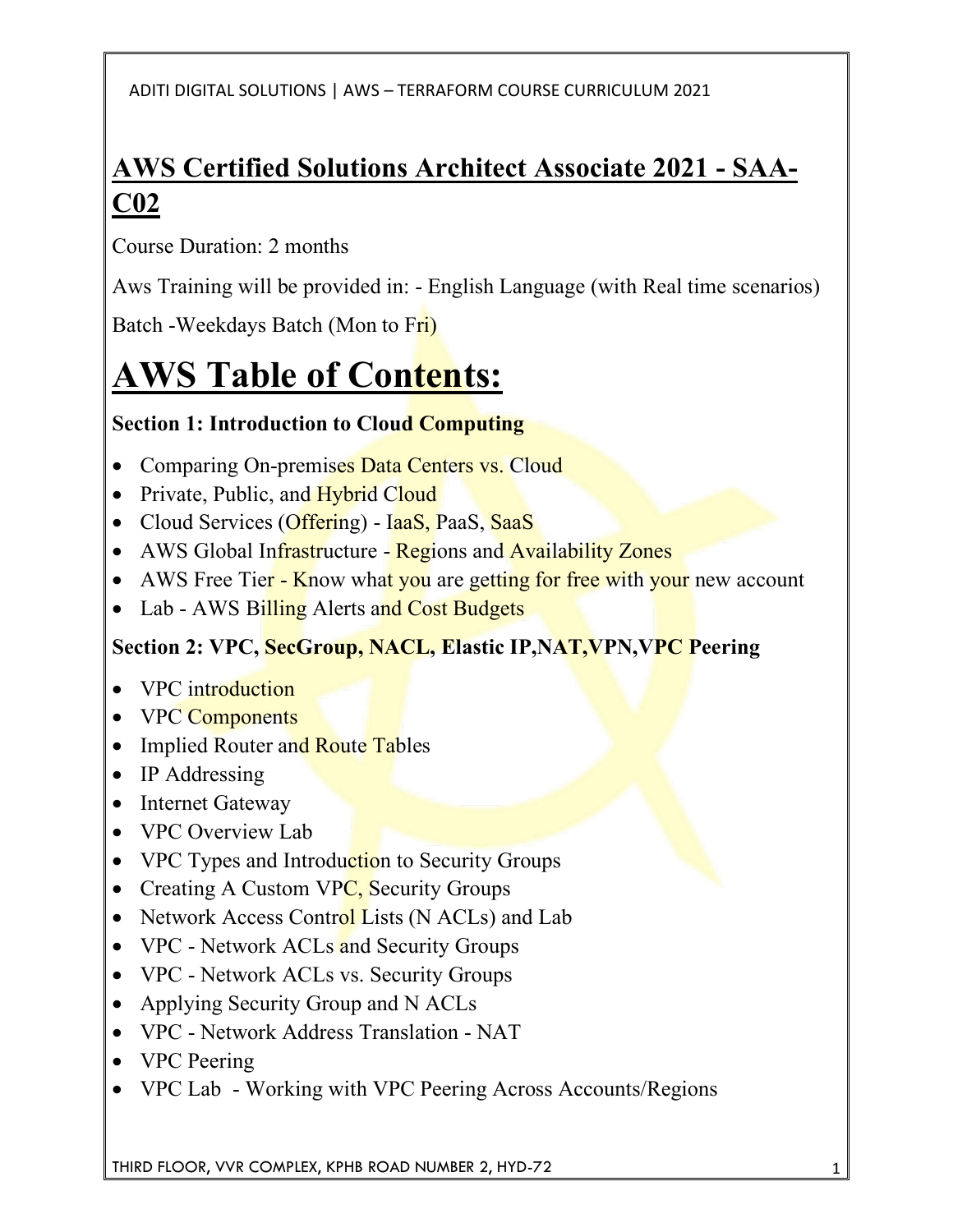# AWS Certified Solutions Architect Associate 2021 - SAA-C02

Course Duration: 2 months

Aws Training will be provided in: - English Language (with Real time scenarios)

Batch -Weekdays Batch (Mon to Fri)

# AWS Table of Contents:

**Section 1: Introduction to Cloud Computing**

- Comparing On-premises Data Centers vs. Cloud
- Private, Public, and Hybrid Cloud
- Cloud Services (Offering) - IaaS, PaaS, SaaS
- AWS Global Infrastructure - Regions and Availability Zones
- AWS Free Tier - Know what you are getting for free with your new account
- Lab - AWS Billing Alerts and Cost Budgets

**Section 2: VPC, SecGroup, NACL, Elastic IP,NAT,VPN,VPC Peering**

- VPC introduction
- VPC Components
- Implied Router and Route Tables
- IP Addressing
- Internet Gateway
- VPC Overview Lab
- VPC Types and Introduction to Security Groups
- Creating A Custom VPC, Security Groups
- Network Access Control Lists (N ACLs) and Lab
- VPC - Network ACLs and Security Groups
- VPC - Network ACLs vs. Security Groups
- Applying Security Group and N ACLs
- VPC - Network Address Translation - NAT
- VPC Peering
- VPC Lab - Working with VPC Peering Across Accounts/Regions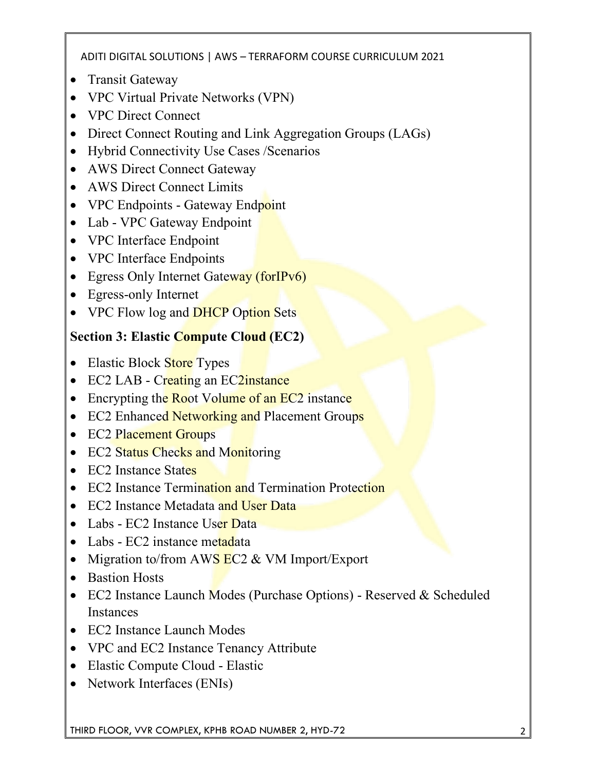- Transit Gateway
- VPC Virtual Private Networks (VPN)
- VPC Direct Connect
- Direct Connect Routing and Link Aggregation Groups (LAGs)
- Hybrid Connectivity Use Cases /Scenarios
- AWS Direct Connect Gateway
- AWS Direct Connect Limits
- VPC Endpoints - Gateway Endpoint
- Lab - VPC Gateway Endpoint
- VPC Interface Endpoint
- VPC Interface Endpoints
- Egress Only Internet Gateway (forIPv6)
- Egress-only Internet
- VPC Flow log and DHCP Option Sets

**Section 3: Elastic Compute Cloud (EC2)**

- Elastic Block Store Types
- EC2 LAB - Creating an EC2instance
- Encrypting the Root Volume of an EC2 instance
- EC2 Enhanced Networking and Placement Groups
- EC2 Placement Groups
- EC2 Status Checks and Monitoring
- EC2 Instance States
- EC2 Instance Termination and Termination Protection
- EC2 Instance Metadata and User Data
- Labs - EC2 Instance User Data
- Labs - EC2 instance metadata
- Migration to/from AWS EC2 & VM Import/Export
- Bastion Hosts
- EC2 Instance Launch Modes (Purchase Options) - Reserved & Scheduled Instances
- EC2 Instance Launch Modes
- VPC and EC2 Instance Tenancy Attribute
- Elastic Compute Cloud - Elastic
- Network Interfaces (ENIs)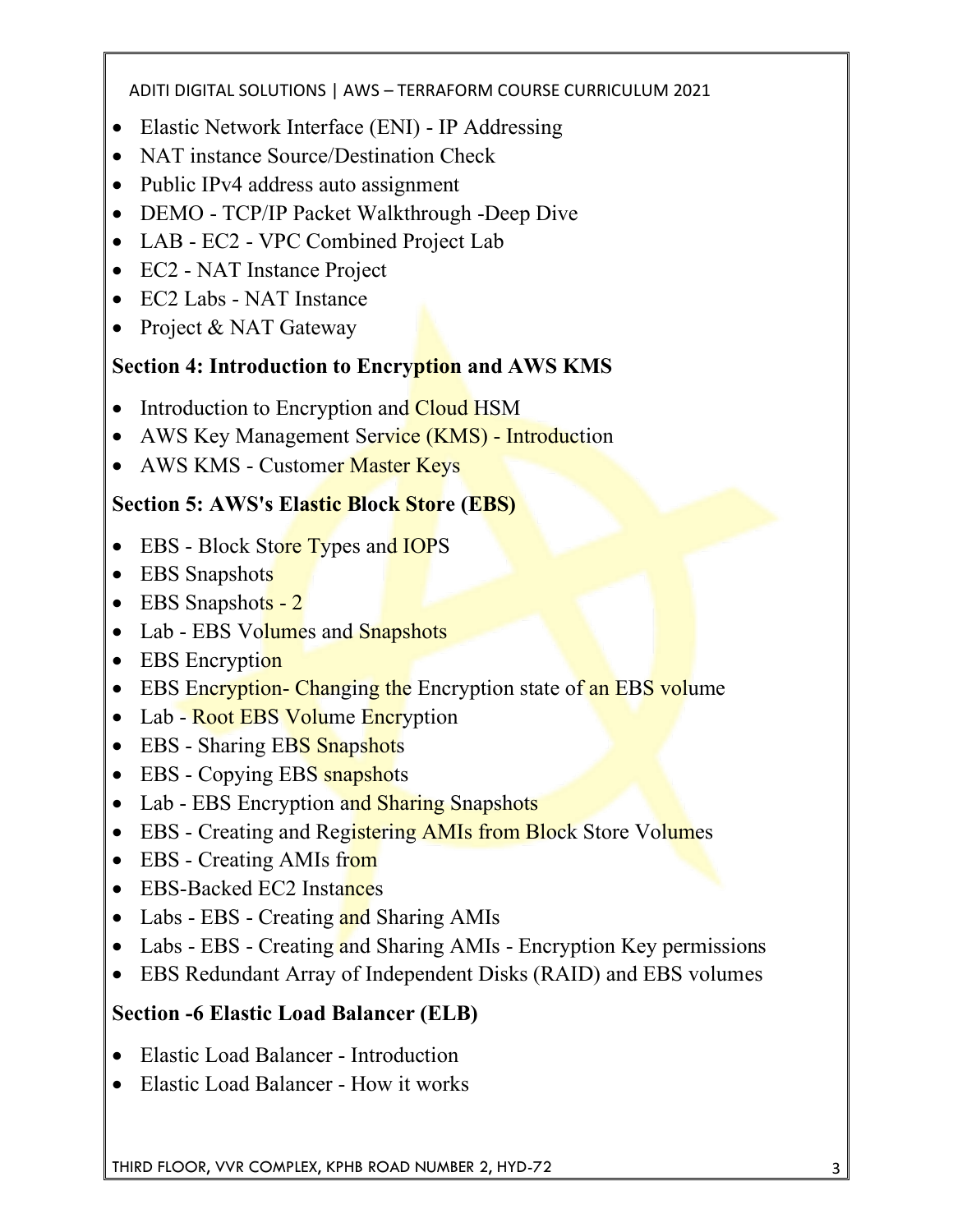- Elastic Network Interface (ENI) - IP Addressing
- NAT instance Source/Destination Check
- Public IPv4 address auto assignment
- DEMO - TCP/IP Packet Walkthrough -Deep Dive
- LAB - EC2 - VPC Combined Project Lab
- EC2 - NAT Instance Project
- EC2 Labs - NAT Instance
- Project & NAT Gateway

### Section 4: Introduction to Encryption and AWS KMS

- Introduction to Encryption and Cloud HSM
- AWS Key Management Service (KMS) - Introduction
- AWS KMS - Customer Master Keys

### Section 5: AWS's Elastic Block Store (EBS)

- EBS - Block Store Types and IOPS
- EBS Snapshots
- EBS Snapshots - 2
- Lab - EBS Volumes and Snapshots
- EBS Encryption
- EBS Encryption- Changing the Encryption state of an EBS volume
- Lab - Root EBS Volume Encryption
- EBS - Sharing EBS Snapshots
- EBS - Copying EBS snapshots
- Lab - EBS Encryption and Sharing Snapshots
- EBS - Creating and Registering AMIs from Block Store Volumes
- EBS - Creating AMIs from
- EBS-Backed EC2 Instances
- Labs - EBS - Creating and Sharing AMIs
- Labs - EBS - Creating and Sharing AMIs - Encryption Key permissions
- EBS Redundant Array of Independent Disks (RAID) and EBS volumes

### Section -6 Elastic Load Balancer (ELB)

- Elastic Load Balancer - Introduction
- Elastic Load Balancer - How it works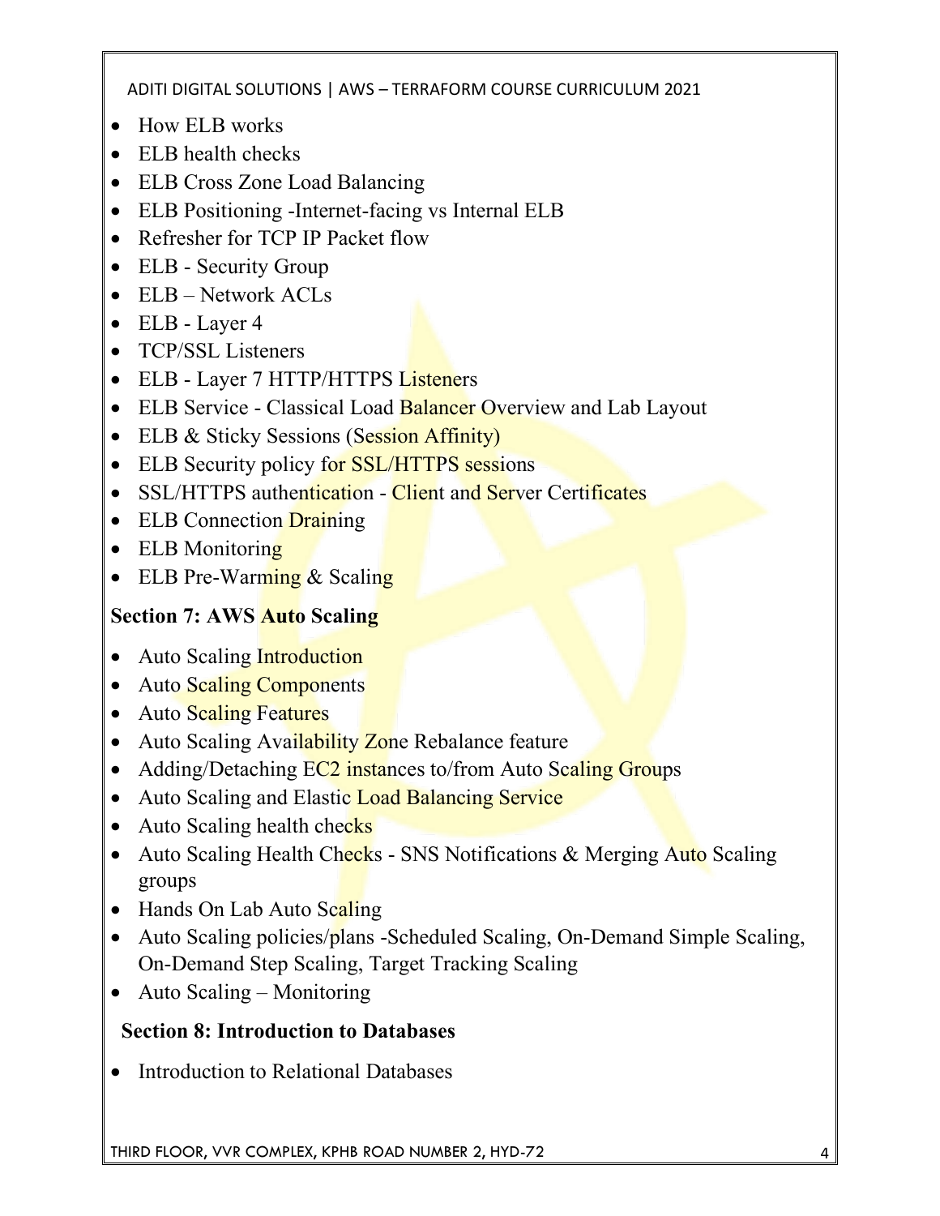- How ELB works
- ELB health checks
- ELB Cross Zone Load Balancing
- ELB Positioning -Internet-facing vs Internal ELB
- Refresher for TCP IP Packet flow
- ELB - Security Group
- ELB – Network ACLs
- ELB - Layer 4
- TCP/SSL Listeners
- ELB - Layer 7 HTTP/HTTPS Listeners
- ELB Service - Classical Load Balancer Overview and Lab Layout
- ELB & Sticky Sessions (Session Affinity)
- ELB Security policy for SSL/HTTPS sessions
- SSL/HTTPS authentication - Client and Server Certificates
- ELB Connection Draining
- ELB Monitoring
- ELB Pre-Warming & Scaling

**Section 7: AWS Auto Scaling**

- Auto Scaling Introduction
- Auto Scaling Components
- Auto Scaling Features
- Auto Scaling Availability Zone Rebalance feature
- Adding/Detaching EC2 instances to/from Auto Scaling Groups
- Auto Scaling and Elastic Load Balancing Service
- Auto Scaling health checks
- Auto Scaling Health Checks - SNS Notifications & Merging Auto Scaling groups
- Hands On Lab Auto Scaling
- Auto Scaling policies/plans -Scheduled Scaling, On-Demand Simple Scaling, On-Demand Step Scaling, Target Tracking Scaling
- Auto Scaling – Monitoring

**Section 8: Introduction to Databases**

- Introduction to Relational Databases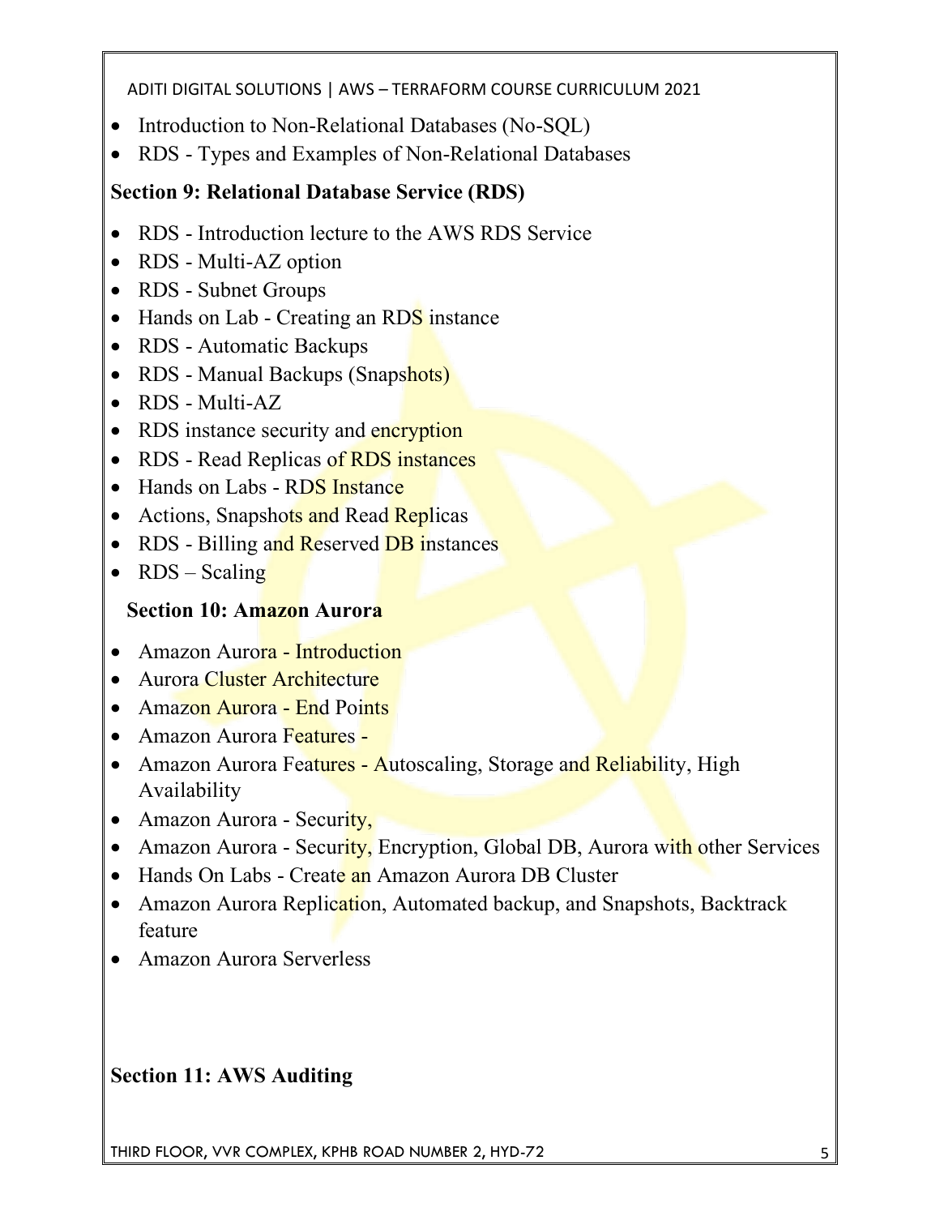- Introduction to Non-Relational Databases (No-SQL)
- RDS - Types and Examples of Non-Relational Databases

**Section 9: Relational Database Service (RDS)**

- RDS - Introduction lecture to the AWS RDS Service
- RDS - Multi-AZ option
- RDS - Subnet Groups
- Hands on Lab - Creating an RDS instance
- RDS - Automatic Backups
- RDS - Manual Backups (Snapshots)
- RDS - Multi-AZ
- RDS instance security and encryption
- RDS - Read Replicas of RDS instances
- Hands on Labs - RDS Instance
- Actions, Snapshots and Read Replicas
- RDS - Billing and Reserved DB instances
- RDS – Scaling

**Section 10: Amazon Aurora**

- Amazon Aurora - Introduction
- Aurora Cluster Architecture
- Amazon Aurora - End Points
- Amazon Aurora Features -
- Amazon Aurora Features - Autoscaling, Storage and Reliability, High Availability
- Amazon Aurora - Security,
- Amazon Aurora - Security, Encryption, Global DB, Aurora with other Services
- Hands On Labs - Create an Amazon Aurora DB Cluster
- Amazon Aurora Replication, Automated backup, and Snapshots, Backtrack feature
- Amazon Aurora Serverless

**Section 11: AWS Auditing**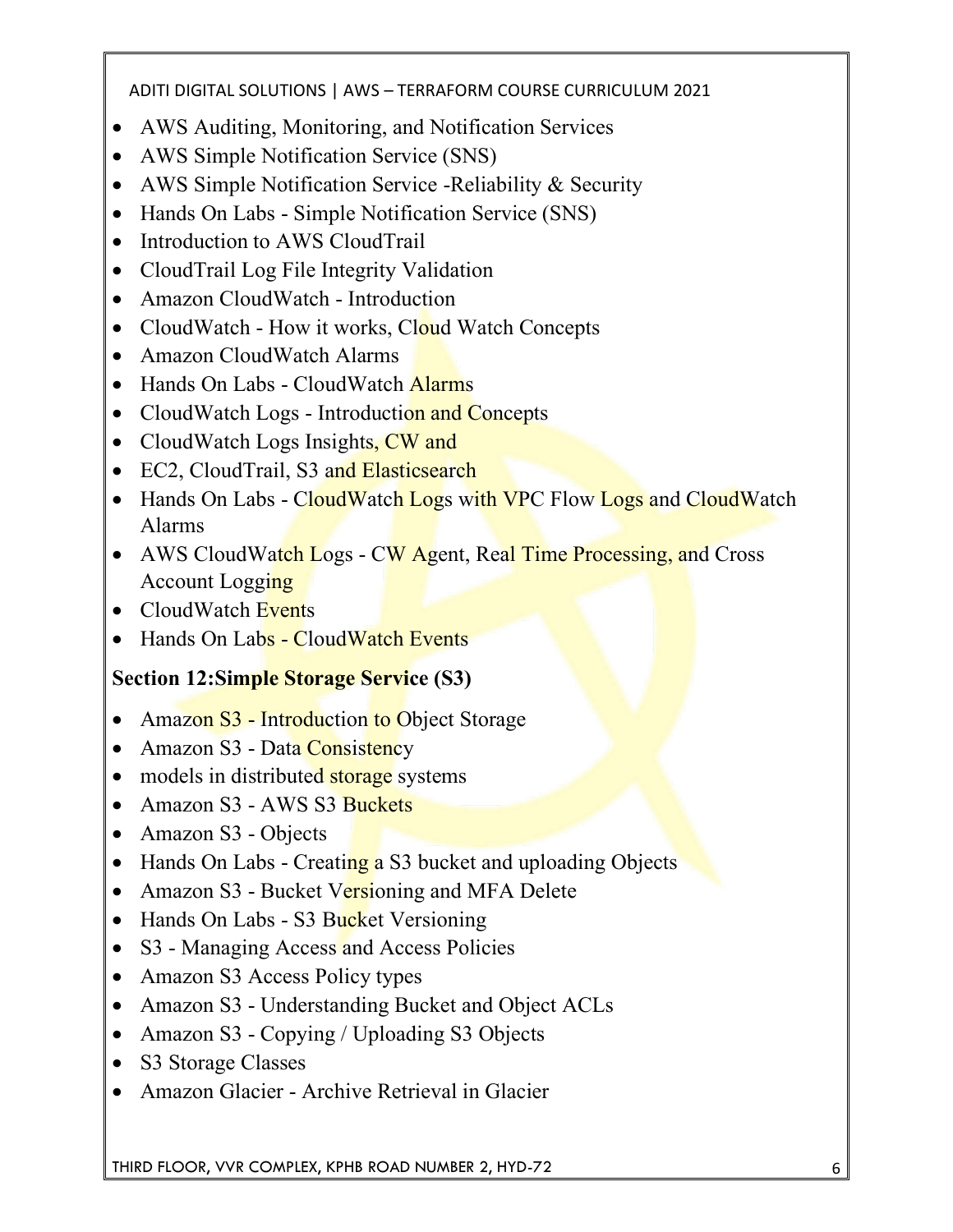- AWS Auditing, Monitoring, and Notification Services
- AWS Simple Notification Service (SNS)
- AWS Simple Notification Service -Reliability & Security
- Hands On Labs - Simple Notification Service (SNS)
- Introduction to AWS CloudTrail
- CloudTrail Log File Integrity Validation
- Amazon CloudWatch - Introduction
- CloudWatch - How it works, Cloud Watch Concepts
- Amazon CloudWatch Alarms
- Hands On Labs - CloudWatch Alarms
- CloudWatch Logs - Introduction and Concepts
- CloudWatch Logs Insights, CW and
- EC2, CloudTrail, S3 and Elasticsearch
- Hands On Labs - CloudWatch Logs with VPC Flow Logs and CloudWatch Alarms
- AWS CloudWatch Logs - CW Agent, Real Time Processing, and Cross Account Logging
- CloudWatch Events
- Hands On Labs - CloudWatch Events

### Section 12:Simple Storage Service (S3)

- Amazon S3 - Introduction to Object Storage
- Amazon S3 - Data Consistency
- models in distributed storage systems
- Amazon S3 - AWS S3 Buckets
- Amazon S3 - Objects
- Hands On Labs - Creating a S3 bucket and uploading Objects
- Amazon S3 - Bucket Versioning and MFA Delete
- Hands On Labs - S3 Bucket Versioning
- S3 - Managing Access and Access Policies
- Amazon S3 Access Policy types
- Amazon S3 - Understanding Bucket and Object ACLs
- Amazon S3 - Copying / Uploading S3 Objects
- S3 Storage Classes
- Amazon Glacier - Archive Retrieval in Glacier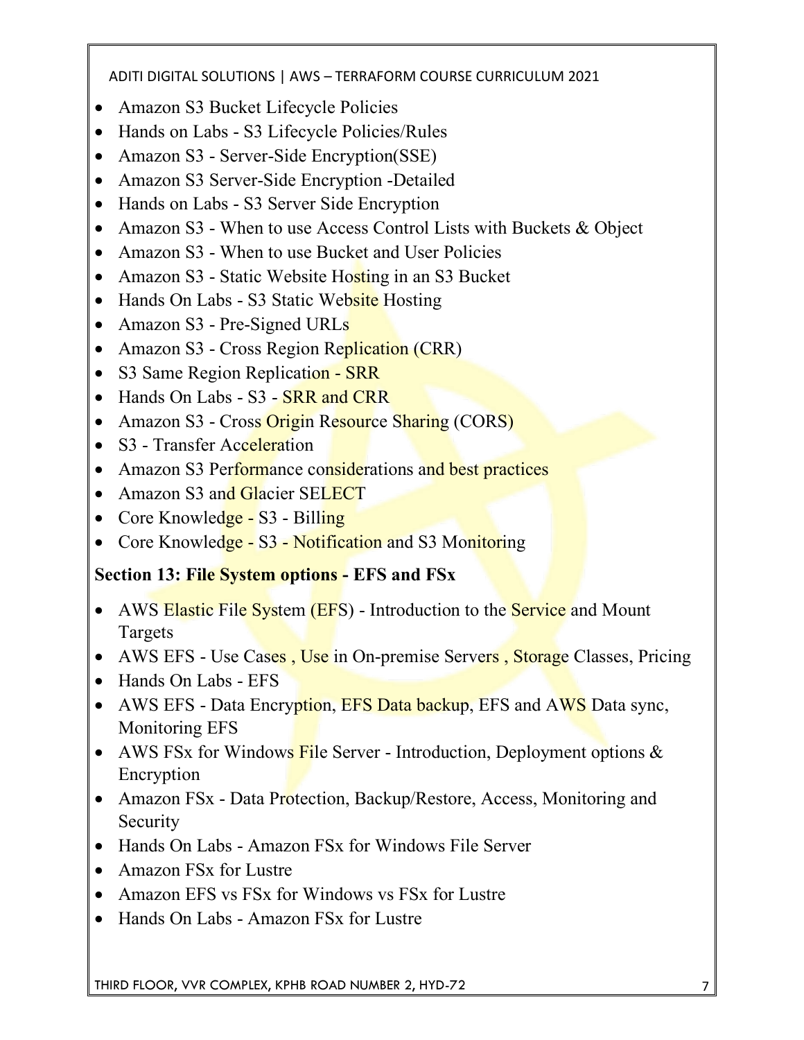- Amazon S3 Bucket Lifecycle Policies
- Hands on Labs - S3 Lifecycle Policies/Rules
- Amazon S3 - Server-Side Encryption(SSE)
- Amazon S3 Server-Side Encryption -Detailed
- Hands on Labs - S3 Server Side Encryption
- Amazon S3 - When to use Access Control Lists with Buckets & Object
- Amazon S3 - When to use Bucket and User Policies
- Amazon S3 - Static Website Hosting in an S3 Bucket
- Hands On Labs - S3 Static Website Hosting
- Amazon S3 - Pre-Signed URLs
- Amazon S3 - Cross Region Replication (CRR)
- S3 Same Region Replication - SRR
- Hands On Labs - S3 - SRR and CRR
- Amazon S3 - Cross Origin Resource Sharing (CORS)
- S3 - Transfer Acceleration
- Amazon S3 Performance considerations and best practices
- Amazon S3 and Glacier SELECT
- Core Knowledge - S3 - Billing
- Core Knowledge - S3 - Notification and S3 Monitoring

### Section 13: File System options - EFS and FSx

- AWS Elastic File System (EFS) - Introduction to the Service and Mount Targets
- AWS EFS - Use Cases , Use in On-premise Servers , Storage Classes, Pricing
- Hands On Labs - EFS
- AWS EFS - Data Encryption, EFS Data backup, EFS and AWS Data sync, Monitoring EFS
- AWS FSx for Windows File Server - Introduction, Deployment options & Encryption
- Amazon FSx - Data Protection, Backup/Restore, Access, Monitoring and Security
- Hands On Labs - Amazon FSx for Windows File Server
- Amazon FSx for Lustre
- Amazon EFS vs FSx for Windows vs FSx for Lustre
- Hands On Labs - Amazon FSx for Lustre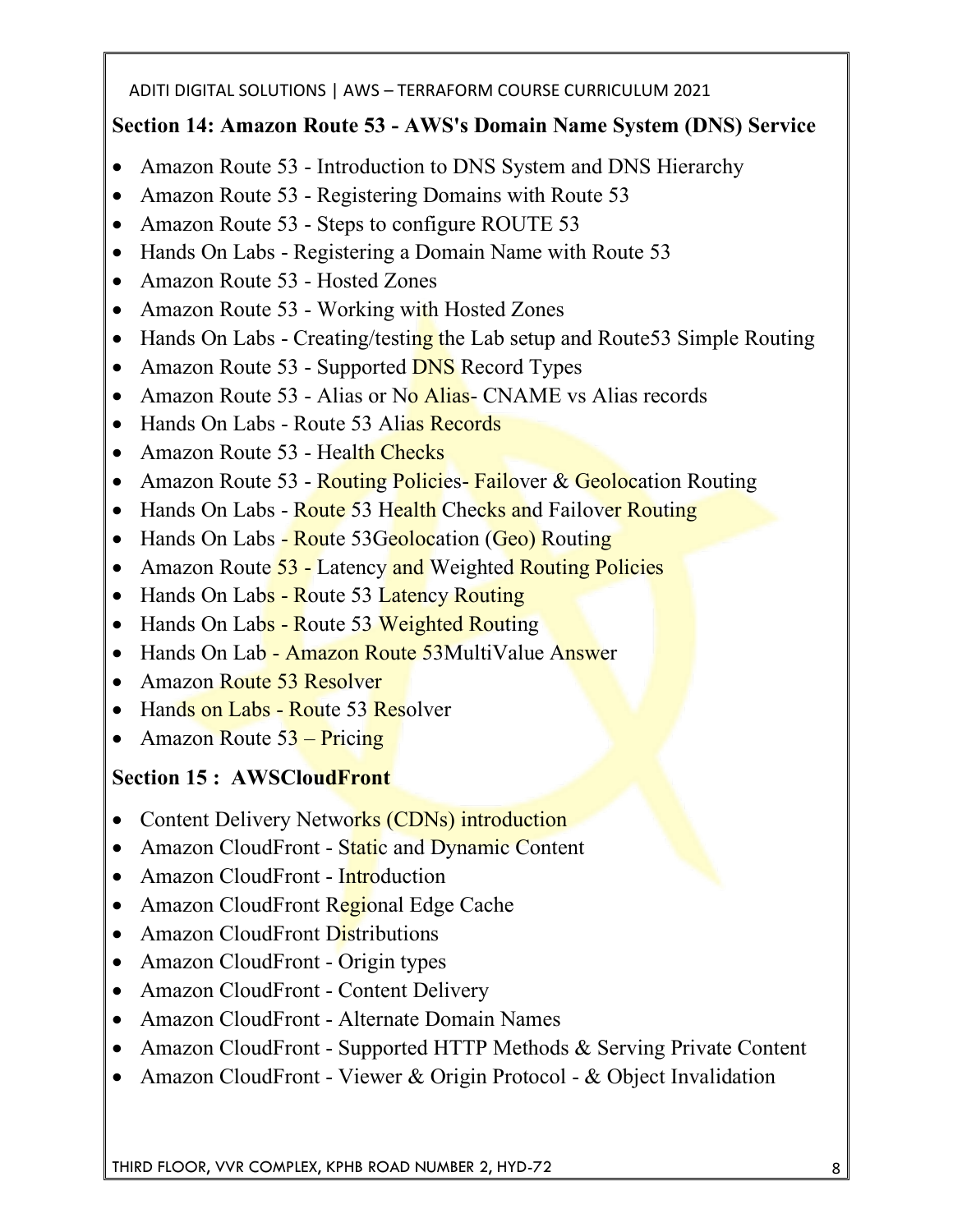## Section 14: Amazon Route 53 - AWS's Domain Name System (DNS) Service

- Amazon Route 53 - Introduction to DNS System and DNS Hierarchy
- Amazon Route 53 - Registering Domains with Route 53
- Amazon Route 53 - Steps to configure ROUTE 53
- Hands On Labs - Registering a Domain Name with Route 53
- Amazon Route 53 - Hosted Zones
- Amazon Route 53 - Working with Hosted Zones
- Hands On Labs - Creating/testing the Lab setup and Route53 Simple Routing
- Amazon Route 53 - Supported DNS Record Types
- Amazon Route 53 - Alias or No Alias- CNAME vs Alias records
- Hands On Labs - Route 53 Alias Records
- Amazon Route 53 - Health Checks
- Amazon Route 53 - Routing Policies- Failover & Geolocation Routing
- Hands On Labs - Route 53 Health Checks and Failover Routing
- Hands On Labs - Route 53Geolocation (Geo) Routing
- Amazon Route 53 - Latency and Weighted Routing Policies
- Hands On Labs - Route 53 Latency Routing
- Hands On Labs - Route 53 Weighted Routing
- Hands On Lab - Amazon Route 53MultiValue Answer
- Amazon Route 53 Resolver
- Hands on Labs - Route 53 Resolver
- Amazon Route 53 – Pricing

## Section 15 : AWSCloudFront

- Content Delivery Networks (CDNs) introduction
- Amazon CloudFront - Static and Dynamic Content
- Amazon CloudFront - Introduction
- Amazon CloudFront Regional Edge Cache
- Amazon CloudFront Distributions
- Amazon CloudFront - Origin types
- Amazon CloudFront - Content Delivery
- Amazon CloudFront - Alternate Domain Names
- Amazon CloudFront - Supported HTTP Methods & Serving Private Content
- Amazon CloudFront - Viewer & Origin Protocol - & Object Invalidation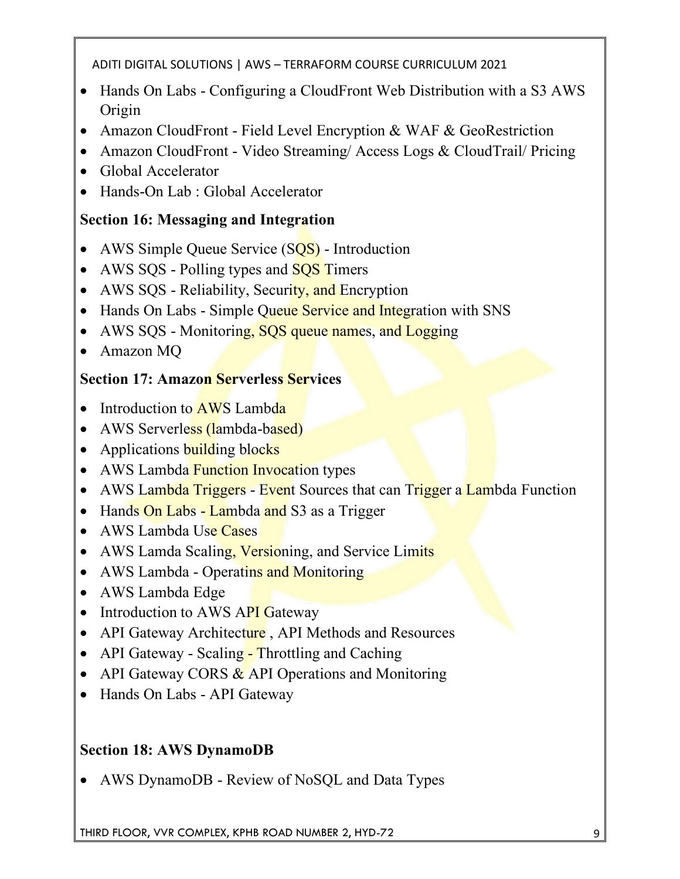- Hands On Labs - Configuring a CloudFront Web Distribution with a S3 AWS Origin
- Amazon CloudFront - Field Level Encryption & WAF & GeoRestriction
- Amazon CloudFront - Video Streaming/ Access Logs & CloudTrail/ Pricing
- Global Accelerator
- Hands-On Lab : Global Accelerator

**Section 16: Messaging and Integration**

- AWS Simple Queue Service (SQS) - Introduction
- AWS SQS - Polling types and SQS Timers
- AWS SQS - Reliability, Security, and Encryption
- Hands On Labs - Simple Queue Service and Integration with SNS
- AWS SQS - Monitoring, SQS queue names, and Logging
- Amazon MQ

**Section 17: Amazon Serverless Services**

- Introduction to AWS Lambda
- AWS Serverless (lambda-based)
- Applications building blocks
- AWS Lambda Function Invocation types
- AWS Lambda Triggers - Event Sources that can Trigger a Lambda Function
- Hands On Labs - Lambda and S3 as a Trigger
- AWS Lambda Use Cases
- AWS Lamda Scaling, Versioning, and Service Limits
- AWS Lambda - Operatins and Monitoring
- AWS Lambda Edge
- Introduction to AWS API Gateway
- API Gateway Architecture , API Methods and Resources
- API Gateway - Scaling - Throttling and Caching
- API Gateway CORS & API Operations and Monitoring
- Hands On Labs - API Gateway

**Section 18: AWS DynamoDB**

- AWS DynamoDB - Review of NoSQL and Data Types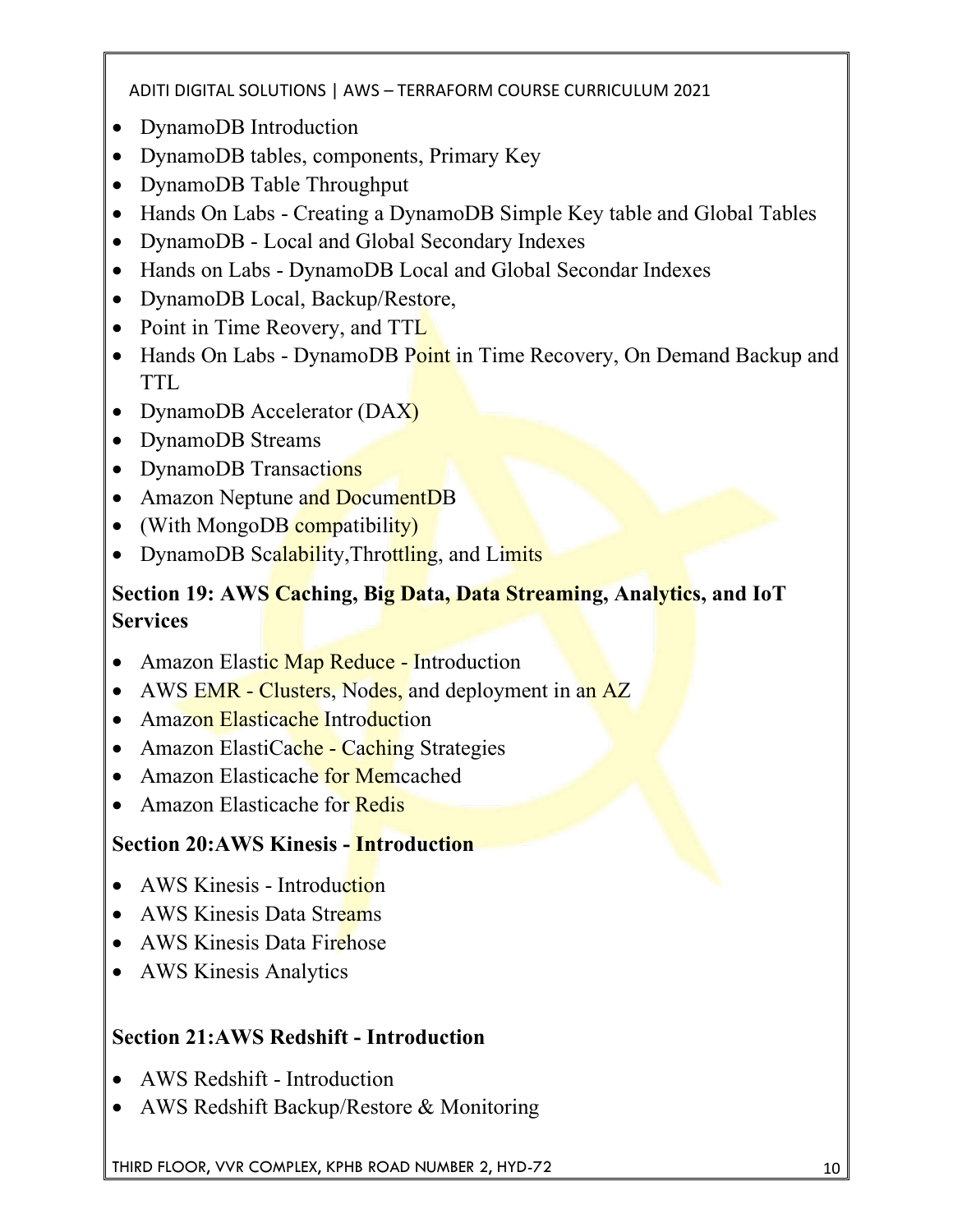- DynamoDB Introduction
- DynamoDB tables, components, Primary Key
- DynamoDB Table Throughput
- Hands On Labs - Creating a DynamoDB Simple Key table and Global Tables
- DynamoDB - Local and Global Secondary Indexes
- Hands on Labs - DynamoDB Local and Global Secondar Indexes
- DynamoDB Local, Backup/Restore,
- Point in Time Reovery, and TTL
- Hands On Labs - DynamoDB Point in Time Recovery, On Demand Backup and TTL
- DynamoDB Accelerator (DAX)
- DynamoDB Streams
- DynamoDB Transactions
- Amazon Neptune and DocumentDB
- (With MongoDB compatibility)
- DynamoDB Scalability,Throttling, and Limits

### Section 19: AWS Caching, Big Data, Data Streaming, Analytics, and IoT Services

- Amazon Elastic Map Reduce - Introduction
- AWS EMR - Clusters, Nodes, and deployment in an AZ
- Amazon Elasticache Introduction
- Amazon ElastiCache - Caching Strategies
- Amazon Elasticache for Memcached
- Amazon Elasticache for Redis

### Section 20:AWS Kinesis - Introduction

- AWS Kinesis - Introduction
- AWS Kinesis Data Streams
- AWS Kinesis Data Firehose
- AWS Kinesis Analytics

### Section 21:AWS Redshift - Introduction

- AWS Redshift - Introduction
- AWS Redshift Backup/Restore & Monitoring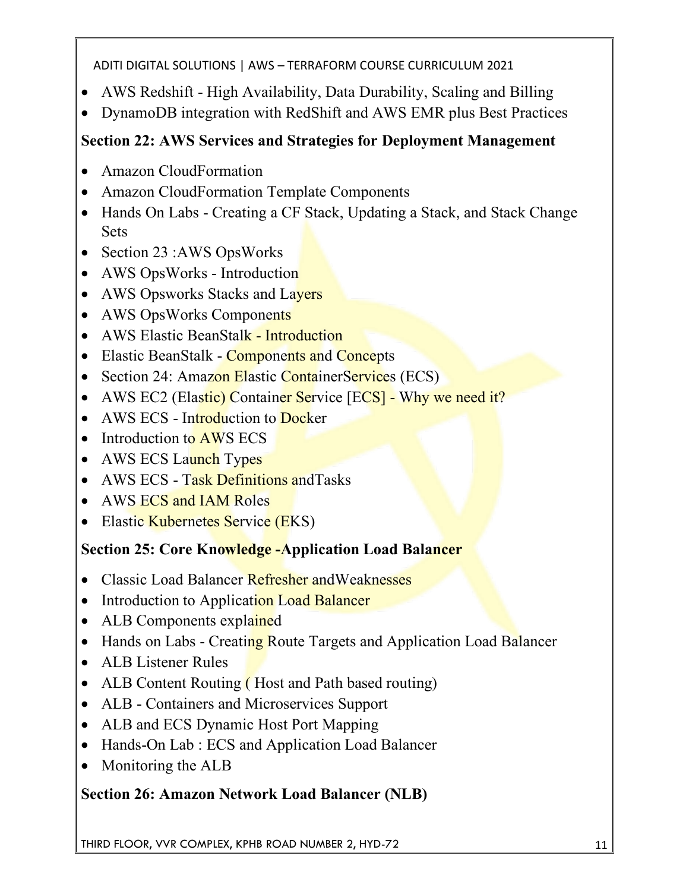- AWS Redshift - High Availability, Data Durability, Scaling and Billing
- DynamoDB integration with RedShift and AWS EMR plus Best Practices

## Section 22: AWS Services and Strategies for Deployment Management

- Amazon CloudFormation
- Amazon CloudFormation Template Components
- Hands On Labs - Creating a CF Stack, Updating a Stack, and Stack Change Sets
- Section 23 :AWS OpsWorks
- AWS OpsWorks - Introduction
- AWS Opsworks Stacks and Layers
- AWS OpsWorks Components
- AWS Elastic BeanStalk - Introduction
- Elastic BeanStalk - Components and Concepts
- Section 24: Amazon Elastic ContainerServices (ECS)
- AWS EC2 (Elastic) Container Service [ECS] - Why we need it?
- AWS ECS - Introduction to Docker
- Introduction to AWS ECS
- AWS ECS Launch Types
- AWS ECS - Task Definitions andTasks
- AWS ECS and IAM Roles
- Elastic Kubernetes Service (EKS)

## Section 25: Core Knowledge -Application Load Balancer

- Classic Load Balancer Refresher andWeaknesses
- Introduction to Application Load Balancer
- ALB Components explained
- Hands on Labs - Creating Route Targets and Application Load Balancer
- ALB Listener Rules
- ALB Content Routing ( Host and Path based routing)
- ALB - Containers and Microservices Support
- ALB and ECS Dynamic Host Port Mapping
- Hands-On Lab : ECS and Application Load Balancer
- Monitoring the ALB

## Section 26: Amazon Network Load Balancer (NLB)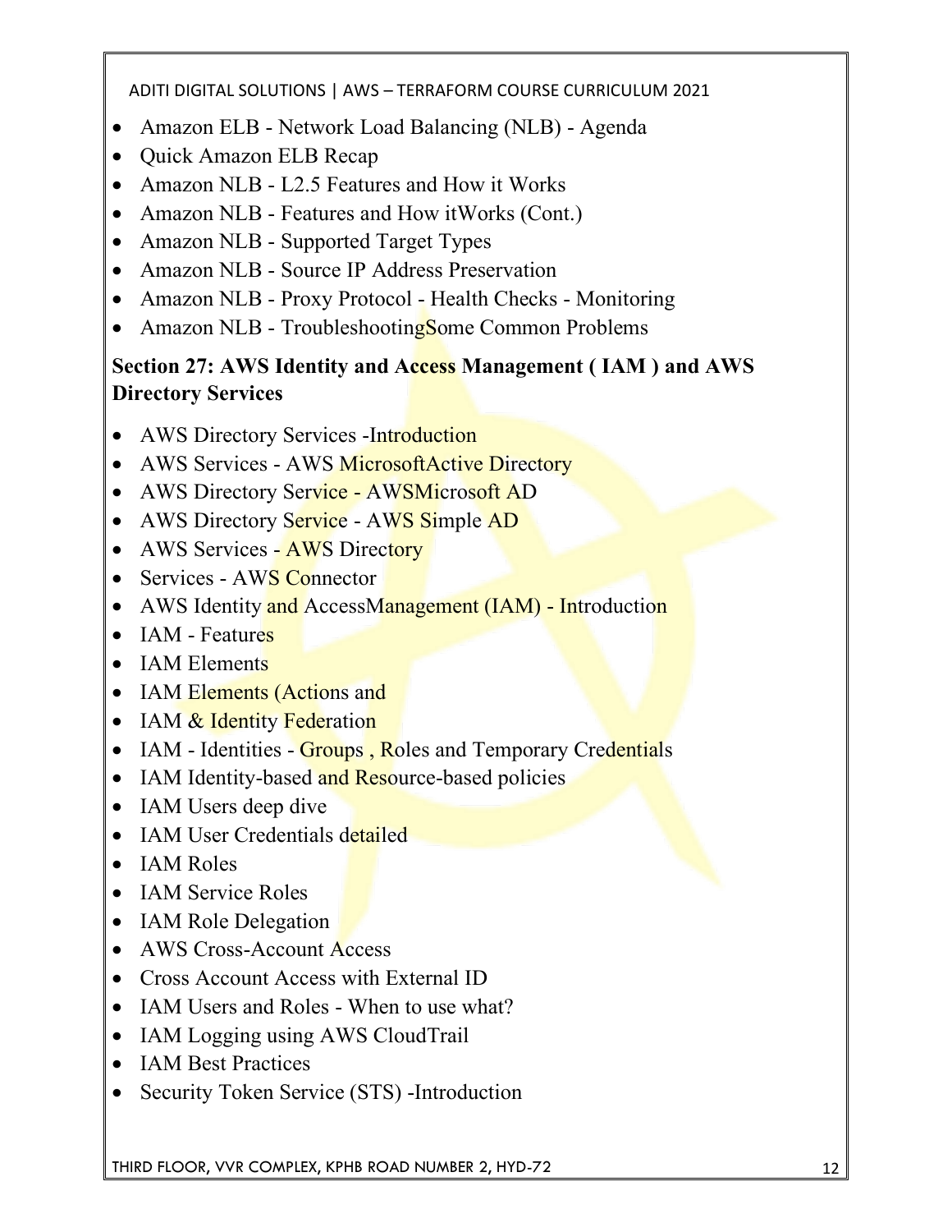- Amazon ELB - Network Load Balancing (NLB) - Agenda
- Quick Amazon ELB Recap
- Amazon NLB - L2.5 Features and How it Works
- Amazon NLB - Features and How itWorks (Cont.)
- Amazon NLB - Supported Target Types
- Amazon NLB - Source IP Address Preservation
- Amazon NLB - Proxy Protocol - Health Checks - Monitoring
- Amazon NLB - TroubleshootingSome Common Problems

## Section 27: AWS Identity and Access Management ( IAM ) and AWS Directory Services

- AWS Directory Services -Introduction
- AWS Services - AWS MicrosoftActive Directory
- AWS Directory Service - AWSMicrosoft AD
- AWS Directory Service - AWS Simple AD
- AWS Services - AWS Directory
- Services - AWS Connector
- AWS Identity and AccessManagement (IAM) - Introduction
- IAM - Features
- IAM Elements
- IAM Elements (Actions and
- IAM & Identity Federation
- IAM - Identities - Groups , Roles and Temporary Credentials
- IAM Identity-based and Resource-based policies
- IAM Users deep dive
- IAM User Credentials detailed
- IAM Roles
- IAM Service Roles
- IAM Role Delegation
- AWS Cross-Account Access
- Cross Account Access with External ID
- IAM Users and Roles - When to use what?
- IAM Logging using AWS CloudTrail
- IAM Best Practices
- Security Token Service (STS) -Introduction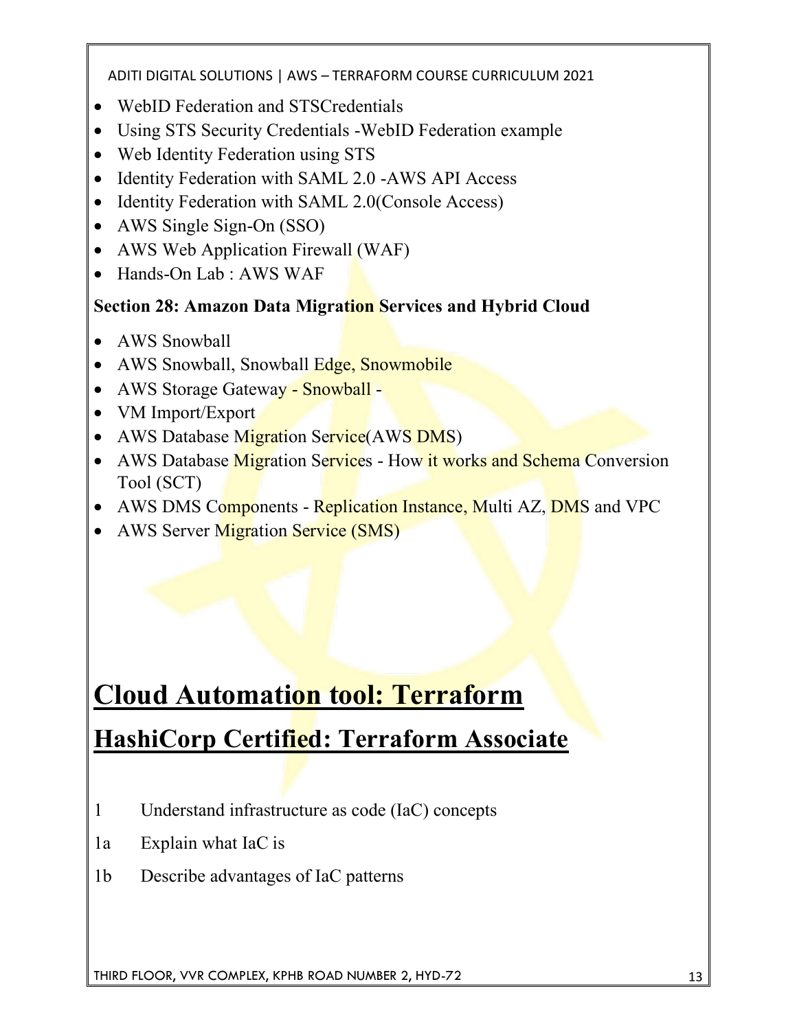- WebID Federation and STSCredentials
- Using STS Security Credentials -WebID Federation example
- Web Identity Federation using STS
- Identity Federation with SAML 2.0 -AWS API Access
- Identity Federation with SAML 2.0(Console Access)
- AWS Single Sign-On (SSO)
- AWS Web Application Firewall (WAF)
- Hands-On Lab : AWS WAF

**Section 28: Amazon Data Migration Services and Hybrid Cloud**

- AWS Snowball
- AWS Snowball, Snowball Edge, Snowmobile
- AWS Storage Gateway - Snowball -
- VM Import/Export
- AWS Database Migration Service(AWS DMS)
- AWS Database Migration Services - How it works and Schema Conversion Tool (SCT)
- AWS DMS Components - Replication Instance, Multi AZ, DMS and VPC
- AWS Server Migration Service (SMS)

# Cloud Automation tool: Terraform

## HashiCorp Certified: Terraform Associate

1 Understand infrastructure as code (IaC) concepts

1a Explain what IaC is

1b Describe advantages of IaC patterns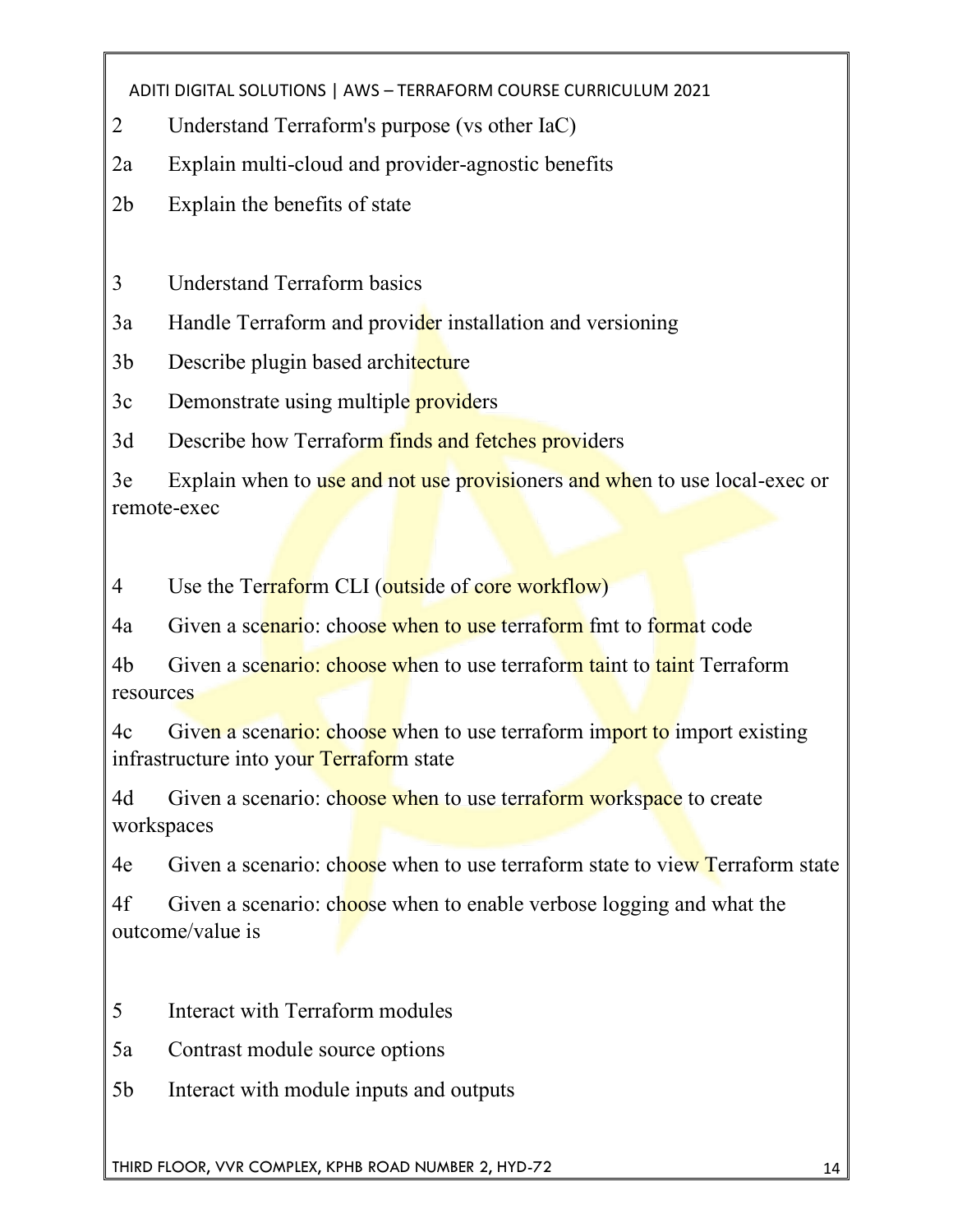2 Understand Terraform's purpose (vs other IaC)

2a Explain multi-cloud and provider-agnostic benefits

2b Explain the benefits of state

3 Understand Terraform basics

3a Handle Terraform and provider installation and versioning

3b Describe plugin based architecture

3c Demonstrate using multiple providers

3d Describe how Terraform finds and fetches providers

3e Explain when to use and not use provisioners and when to use local-exec or remote-exec

4 Use the Terraform CLI (outside of core workflow)

4a Given a scenario: choose when to use terraform fmt to format code

4b Given a scenario: choose when to use terraform taint to taint Terraform resources

4c Given a scenario: choose when to use terraform import to import existing infrastructure into your Terraform state

4d Given a scenario: choose when to use terraform workspace to create workspaces

4e Given a scenario: choose when to use terraform state to view Terraform state

4f Given a scenario: choose when to enable verbose logging and what the outcome/value is

5 Interact with Terraform modules

5a Contrast module source options

5b Interact with module inputs and outputs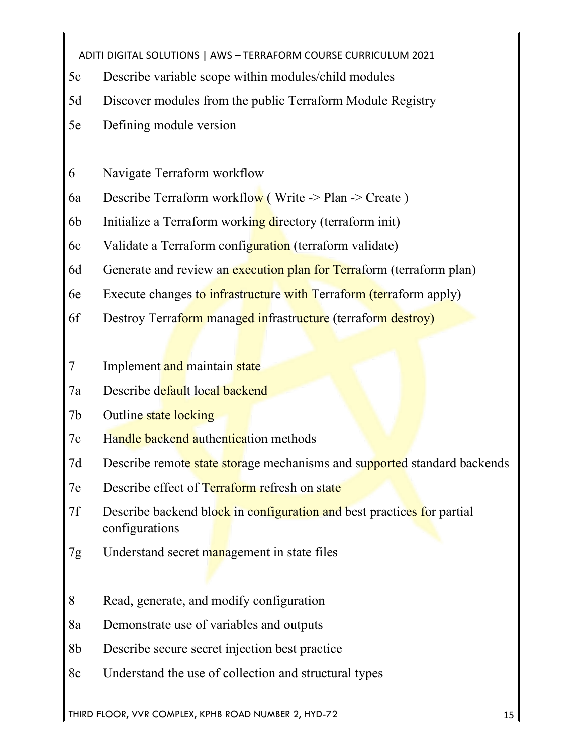5c Describe variable scope within modules/child modules

5d Discover modules from the public Terraform Module Registry

5e Defining module version

6 Navigate Terraform workflow

6a Describe Terraform workflow ( Write -> Plan -> Create )

6b Initialize a Terraform working directory (terraform init)

6c Validate a Terraform configuration (terraform validate)

6d Generate and review an execution plan for Terraform (terraform plan)

6e Execute changes to infrastructure with Terraform (terraform apply)

6f Destroy Terraform managed infrastructure (terraform destroy)

7 Implement and maintain state

7a Describe default local backend

7b Outline state locking

7c Handle backend authentication methods

7d Describe remote state storage mechanisms and supported standard backends

7e Describe effect of Terraform refresh on state

7f Describe backend block in configuration and best practices for partial configurations

7g Understand secret management in state files

8 Read, generate, and modify configuration

8a Demonstrate use of variables and outputs

8b Describe secure secret injection best practice

8c Understand the use of collection and structural types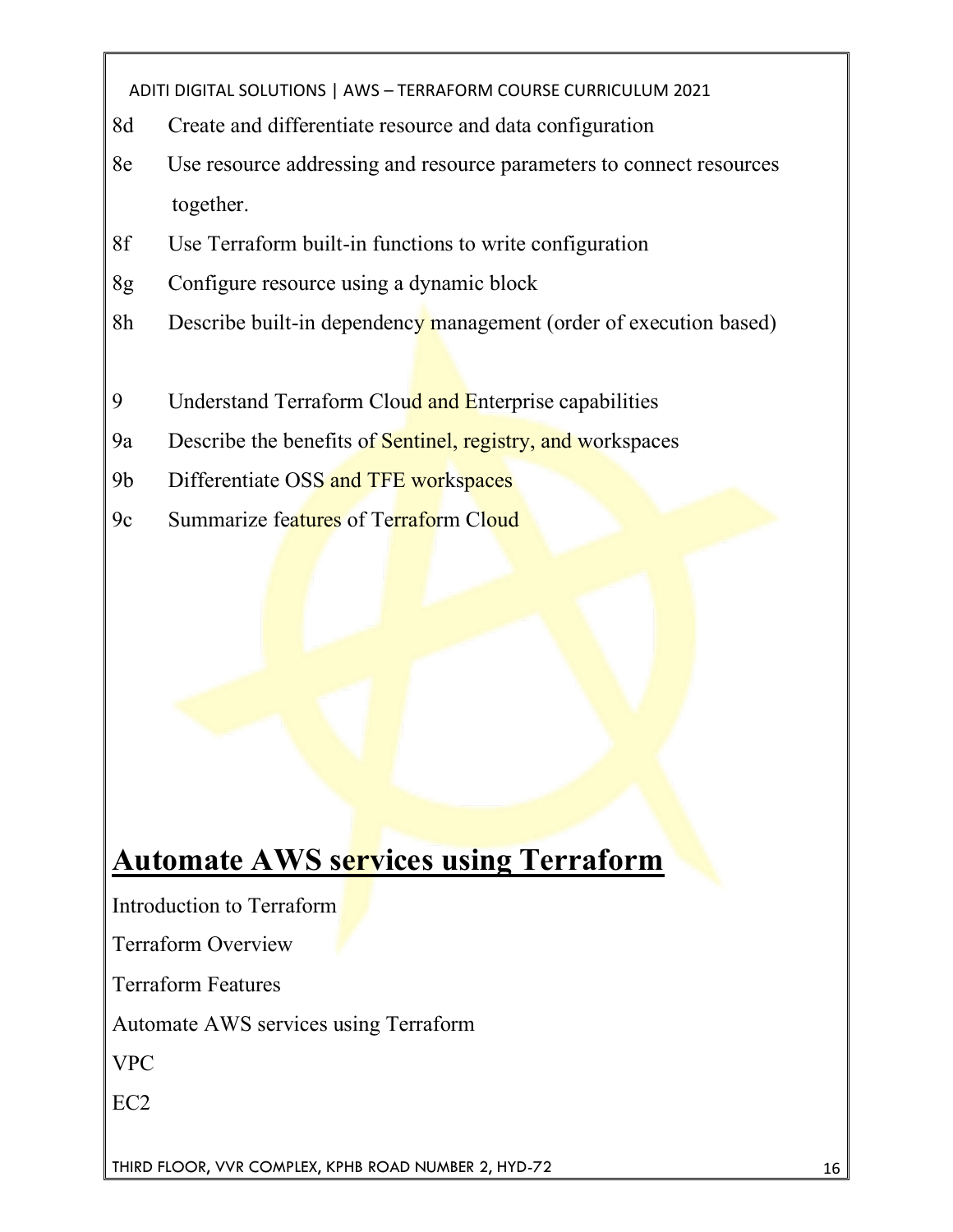8d Create and differentiate resource and data configuration

8e Use resource addressing and resource parameters to connect resources together.

8f Use Terraform built-in functions to write configuration

8g Configure resource using a dynamic block

8h Describe built-in dependency management (order of execution based)

9 Understand Terraform Cloud and Enterprise capabilities

9a Describe the benefits of Sentinel, registry, and workspaces

9b Differentiate OSS and TFE workspaces

9c Summarize features of Terraform Cloud

# Automate AWS services using Terraform

Introduction to Terraform

Terraform Overview

Terraform Features

Automate AWS services using Terraform

VPC

EC2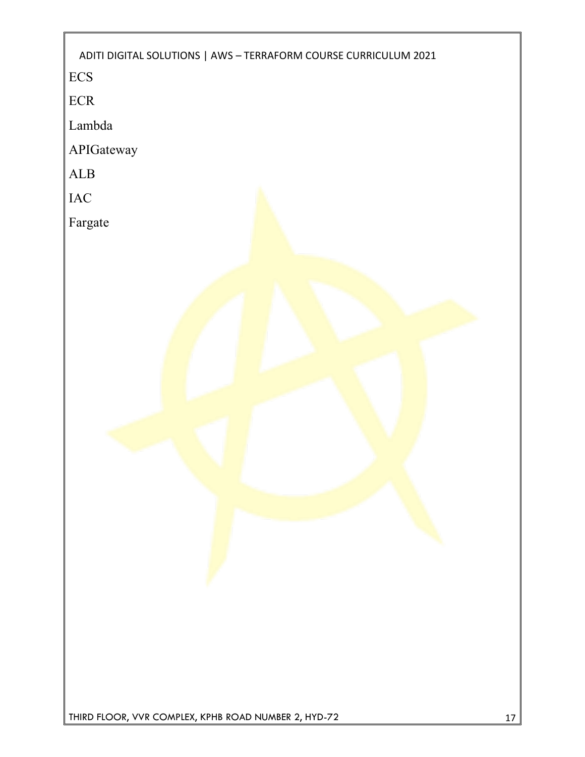ECS

ECR

Lambda

APIGateway

ALB

IAC

Fargate